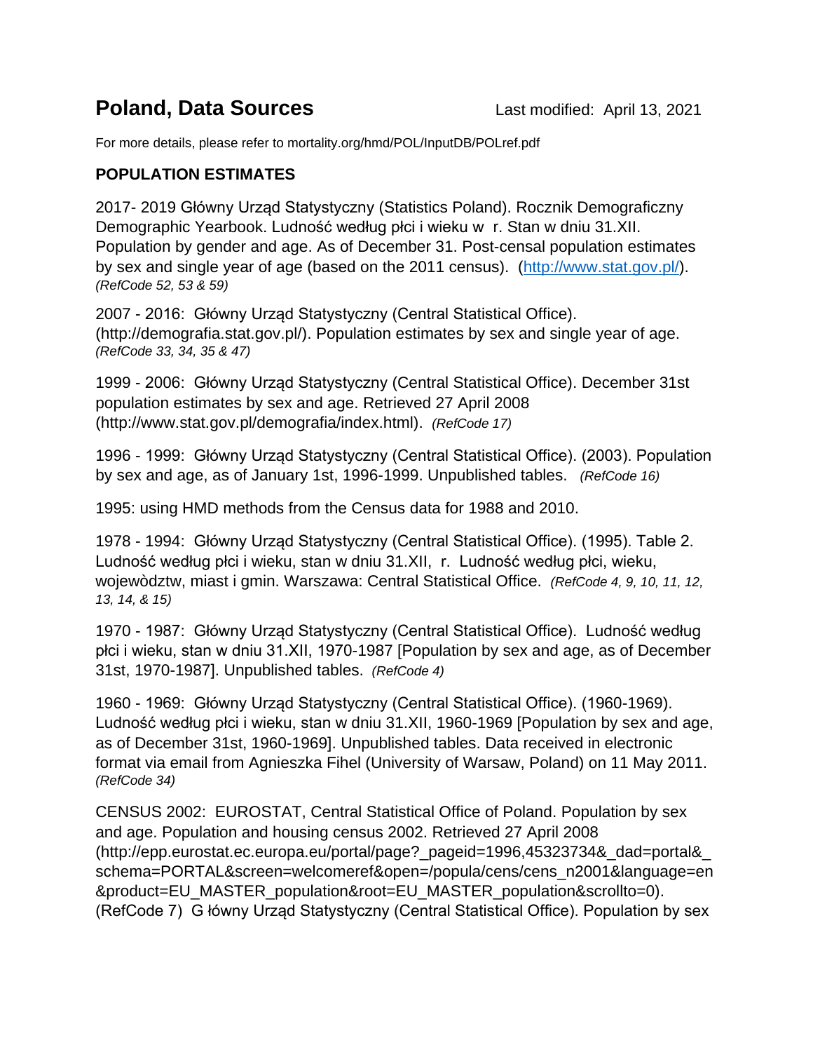# Poland, Data Sources

Last modified: April 13, 2021

For more details, please refer to mortality.org/hmd/POL/InputDB/POLref.pdf

## POPULATION ESTIMATES

2017- 2019 Główny Urząd Statystyczny (Statistics Poland). Rocznik Demograficzny Demographic Yearbook. Ludność według płci i wieku w r. Stan w dniu 31.XII. Population by gender and age. As of December 31. Post-censal population estimates by sex and single year of age (based on the 2011 census). (http://www.stat.gov.pl/). *(RefCode 52, 53 & 59)*

2007 - 2016: Główny Urząd Statystyczny (Central Statistical Office). (http://demografia.stat.gov.pl/). Population estimates by sex and single year of age. *(RefCode 33, 34, 35 & 47)*

1999 - 2006: Główny Urząd Statystyczny (Central Statistical Office). December 31st population estimates by sex and age. Retrieved 27 April 2008 (http://www.stat.gov.pl/demografia/index.html). *(RefCode 17)*

1996 - 1999: Główny Urząd Statystyczny (Central Statistical Office). (2003). Population by sex and age, as of January 1st, 1996-1999. Unpublished tables. *(RefCode 16)*

1995: using HMD methods from the Census data for 1988 and 2010.

1978 - 1994: Główny Urząd Statystyczny (Central Statistical Office). (1995). Table 2. Ludność według płci i wieku, stan w dniu 31.XII, r. Ludność według płci, wieku, wojewòdztw, miast i gmin. Warszawa: Central Statistical Office. *(RefCode 4, 9, 10, 11, 12, 13, 14, & 15)*

1970 - 1987: Główny Urząd Statystyczny (Central Statistical Office). Ludność według płci i wieku, stan w dniu 31.XII, 1970-1987 [Population by sex and age, as of December 31st, 1970-1987]. Unpublished tables. *(RefCode 4)*

1960 - 1969: Główny Urząd Statystyczny (Central Statistical Office). (1960-1969). Ludność według płci i wieku, stan w dniu 31.XII, 1960-1969 [Population by sex and age, as of December 31st, 1960-1969]. Unpublished tables. Data received in electronic format via email from Agnieszka Fihel (University of Warsaw, Poland) on 11 May 2011. *(RefCode 34)*

CENSUS 2002: EUROSTAT, Central Statistical Office of Poland. Population by sex and age. Population and housing census 2002. Retrieved 27 April 2008 (http://epp.eurostat.ec.europa.eu/portal/page?_pageid=1996,45323734&_dad=portal&_schema=PORTAL&screen=welcomeref&open=/popula/cens/cens_n2001&language=en&product=EU_MASTER_population&root=EU_MASTER_population&scrollto=0). (RefCode 7) G łówny Urząd Statystyczny (Central Statistical Office). Population by sex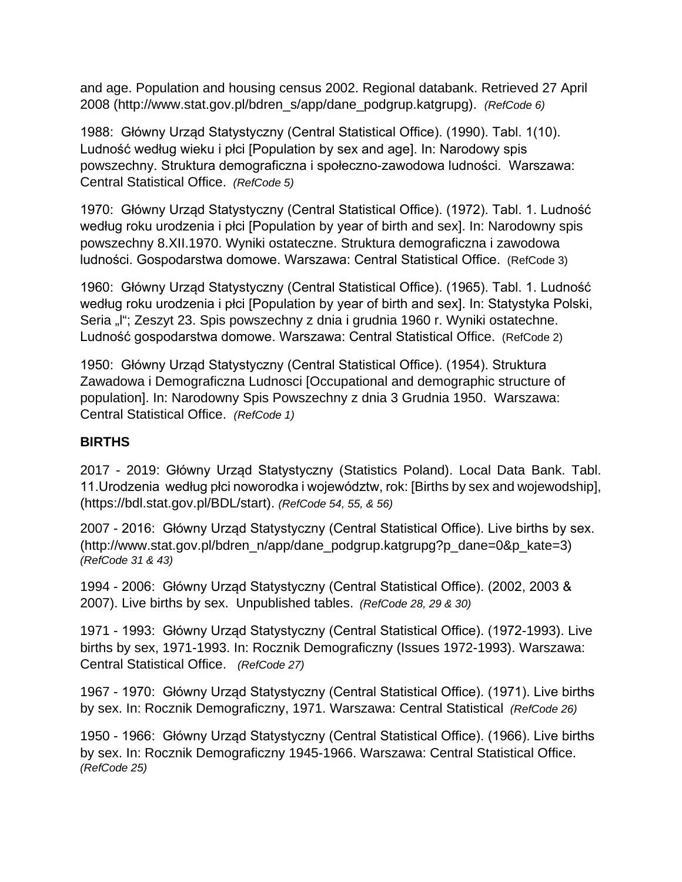and age. Population and housing census 2002. Regional databank. Retrieved 27 April 2008 (http://www.stat.gov.pl/bdren_s/app/dane_podgrup.katgrupg). *(RefCode 6)*

1988: Główny Urząd Statystyczny (Central Statistical Office). (1990). Tabl. 1(10). Ludność według wieku i płci [Population by sex and age]. In: Narodowy spis powszechny. Struktura demograficzna i społeczno-zawodowa ludności. Warszawa: Central Statistical Office. *(RefCode 5)*

1970: Główny Urząd Statystyczny (Central Statistical Office). (1972). Tabl. 1. Ludność według roku urodzenia i płci [Population by year of birth and sex]. In: Narodowny spis powszechny 8.XII.1970. Wyniki ostateczne. Struktura demograficzna i zawodowa ludności. Gospodarstwa domowe. Warszawa: Central Statistical Office. (RefCode 3)

1960: Główny Urząd Statystyczny (Central Statistical Office). (1965). Tabl. 1. Ludność według roku urodzenia i płci [Population by year of birth and sex]. In: Statystyka Polski, Seria „I"; Zeszyt 23. Spis powszechny z dnia i grudnia 1960 r. Wyniki ostatechne. Ludność gospodarstwa domowe. Warszawa: Central Statistical Office. (RefCode 2)

1950: Główny Urząd Statystyczny (Central Statistical Office). (1954). Struktura Zawadowa i Demograficzna Ludnosci [Occupational and demographic structure of population]. In: Narodowny Spis Powszechny z dnia 3 Grudnia 1950. Warszawa: Central Statistical Office. *(RefCode 1)*

**BIRTHS**

2017 - 2019: Główny Urząd Statystyczny (Statistics Poland). Local Data Bank. Tabl. 11.Urodzenia według płci noworodka i województw, rok: [Births by sex and wojewodship], (https://bdl.stat.gov.pl/BDL/start). *(RefCode 54, 55, & 56)*

2007 - 2016: Główny Urząd Statystyczny (Central Statistical Office). Live births by sex. (http://www.stat.gov.pl/bdren_n/app/dane_podgrup.katgrupg?p_dane=0&p_kate=3) *(RefCode 31 & 43)*

1994 - 2006: Główny Urząd Statystyczny (Central Statistical Office). (2002, 2003 & 2007). Live births by sex. Unpublished tables. *(RefCode 28, 29 & 30)*

1971 - 1993: Główny Urząd Statystyczny (Central Statistical Office). (1972-1993). Live births by sex, 1971-1993. In: Rocznik Demograficzny (Issues 1972-1993). Warszawa: Central Statistical Office. *(RefCode 27)*

1967 - 1970: Główny Urząd Statystyczny (Central Statistical Office). (1971). Live births by sex. In: Rocznik Demograficzny, 1971. Warszawa: Central Statistical *(RefCode 26)*

1950 - 1966: Główny Urząd Statystyczny (Central Statistical Office). (1966). Live births by sex. In: Rocznik Demograficzny 1945-1966. Warszawa: Central Statistical Office. *(RefCode 25)*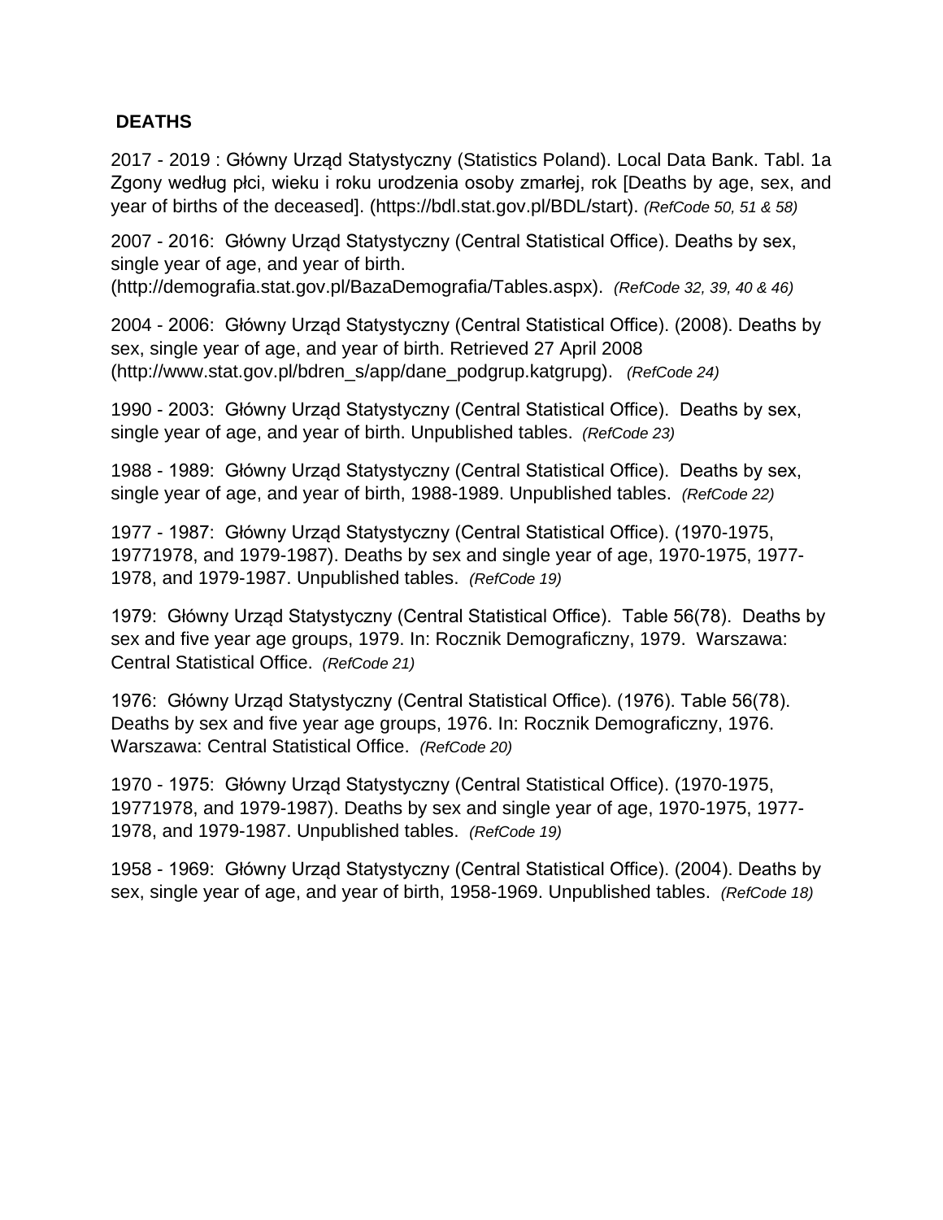**DEATHS**

2017 - 2019 : Główny Urząd Statystyczny (Statistics Poland). Local Data Bank. Tabl. 1a Zgony według płci, wieku i roku urodzenia osoby zmarłej, rok [Deaths by age, sex, and year of births of the deceased]. (https://bdl.stat.gov.pl/BDL/start). *(RefCode 50, 51 & 58)*

2007 - 2016: Główny Urząd Statystyczny (Central Statistical Office). Deaths by sex, single year of age, and year of birth. (http://demografia.stat.gov.pl/BazaDemografia/Tables.aspx). *(RefCode 32, 39, 40 & 46)*

2004 - 2006: Główny Urząd Statystyczny (Central Statistical Office). (2008). Deaths by sex, single year of age, and year of birth. Retrieved 27 April 2008 (http://www.stat.gov.pl/bdren_s/app/dane_podgrup.katgrupg). *(RefCode 24)*

1990 - 2003: Główny Urząd Statystyczny (Central Statistical Office). Deaths by sex, single year of age, and year of birth. Unpublished tables. *(RefCode 23)*

1988 - 1989: Główny Urząd Statystyczny (Central Statistical Office). Deaths by sex, single year of age, and year of birth, 1988-1989. Unpublished tables. *(RefCode 22)*

1977 - 1987: Główny Urząd Statystyczny (Central Statistical Office). (1970-1975, 19771978, and 1979-1987). Deaths by sex and single year of age, 1970-1975, 1977-1978, and 1979-1987. Unpublished tables. *(RefCode 19)*

1979: Główny Urząd Statystyczny (Central Statistical Office). Table 56(78). Deaths by sex and five year age groups, 1979. In: Rocznik Demograficzny, 1979. Warszawa: Central Statistical Office. *(RefCode 21)*

1976: Główny Urząd Statystyczny (Central Statistical Office). (1976). Table 56(78). Deaths by sex and five year age groups, 1976. In: Rocznik Demograficzny, 1976. Warszawa: Central Statistical Office. *(RefCode 20)*

1970 - 1975: Główny Urząd Statystyczny (Central Statistical Office). (1970-1975, 19771978, and 1979-1987). Deaths by sex and single year of age, 1970-1975, 1977-1978, and 1979-1987. Unpublished tables. *(RefCode 19)*

1958 - 1969: Główny Urząd Statystyczny (Central Statistical Office). (2004). Deaths by sex, single year of age, and year of birth, 1958-1969. Unpublished tables. *(RefCode 18)*